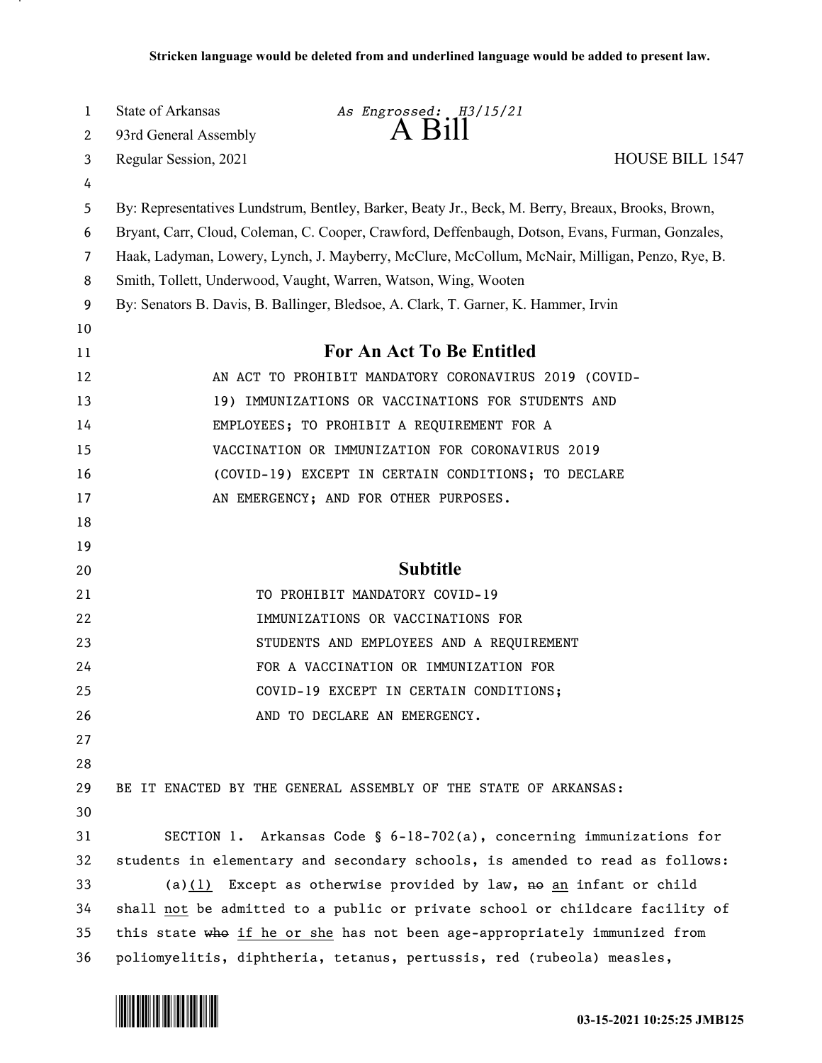**Stricken language would be deleted from and underlined language would be added to present law.**

State of Arkansas *As Engrossed: H3/15/21*
93rd General Assembly
# A Bill
Regular Session, 2021 HOUSE BILL 1547

By: Representatives Lundstrum, Bentley, Barker, Beaty Jr., Beck, M. Berry, Breaux, Brooks, Brown, Bryant, Carr, Cloud, Coleman, C. Cooper, Crawford, Deffenbaugh, Dotson, Evans, Furman, Gonzales, Haak, Ladyman, Lowery, Lynch, J. Mayberry, McClure, McCollum, McNair, Milligan, Penzo, Rye, B. Smith, Tollett, Underwood, Vaught, Warren, Watson, Wing, Wooten

By: Senators B. Davis, B. Ballinger, Bledsoe, A. Clark, T. Garner, K. Hammer, Irvin

## For An Act To Be Entitled

AN ACT TO PROHIBIT MANDATORY CORONAVIRUS 2019 (COVID-19) IMMUNIZATIONS OR VACCINATIONS FOR STUDENTS AND EMPLOYEES; TO PROHIBIT A REQUIREMENT FOR A VACCINATION OR IMMUNIZATION FOR CORONAVIRUS 2019 (COVID-19) EXCEPT IN CERTAIN CONDITIONS; TO DECLARE AN EMERGENCY; AND FOR OTHER PURPOSES.

## Subtitle

TO PROHIBIT MANDATORY COVID-19 IMMUNIZATIONS OR VACCINATIONS FOR STUDENTS AND EMPLOYEES AND A REQUIREMENT FOR A VACCINATION OR IMMUNIZATION FOR COVID-19 EXCEPT IN CERTAIN CONDITIONS; AND TO DECLARE AN EMERGENCY.

BE IT ENACTED BY THE GENERAL ASSEMBLY OF THE STATE OF ARKANSAS:

SECTION 1. Arkansas Code § 6-18-702(a), concerning immunizations for students in elementary and secondary schools, is amended to read as follows:

(a)<u>(1)</u> Except as otherwise provided by law, ~~no~~ <u>an</u> infant or child shall <u>not</u> be admitted to a public or private school or childcare facility of this state ~~who~~ <u>if he or she</u> has not been age-appropriately immunized from poliomyelitis, diphtheria, tetanus, pertussis, red (rubeola) measles,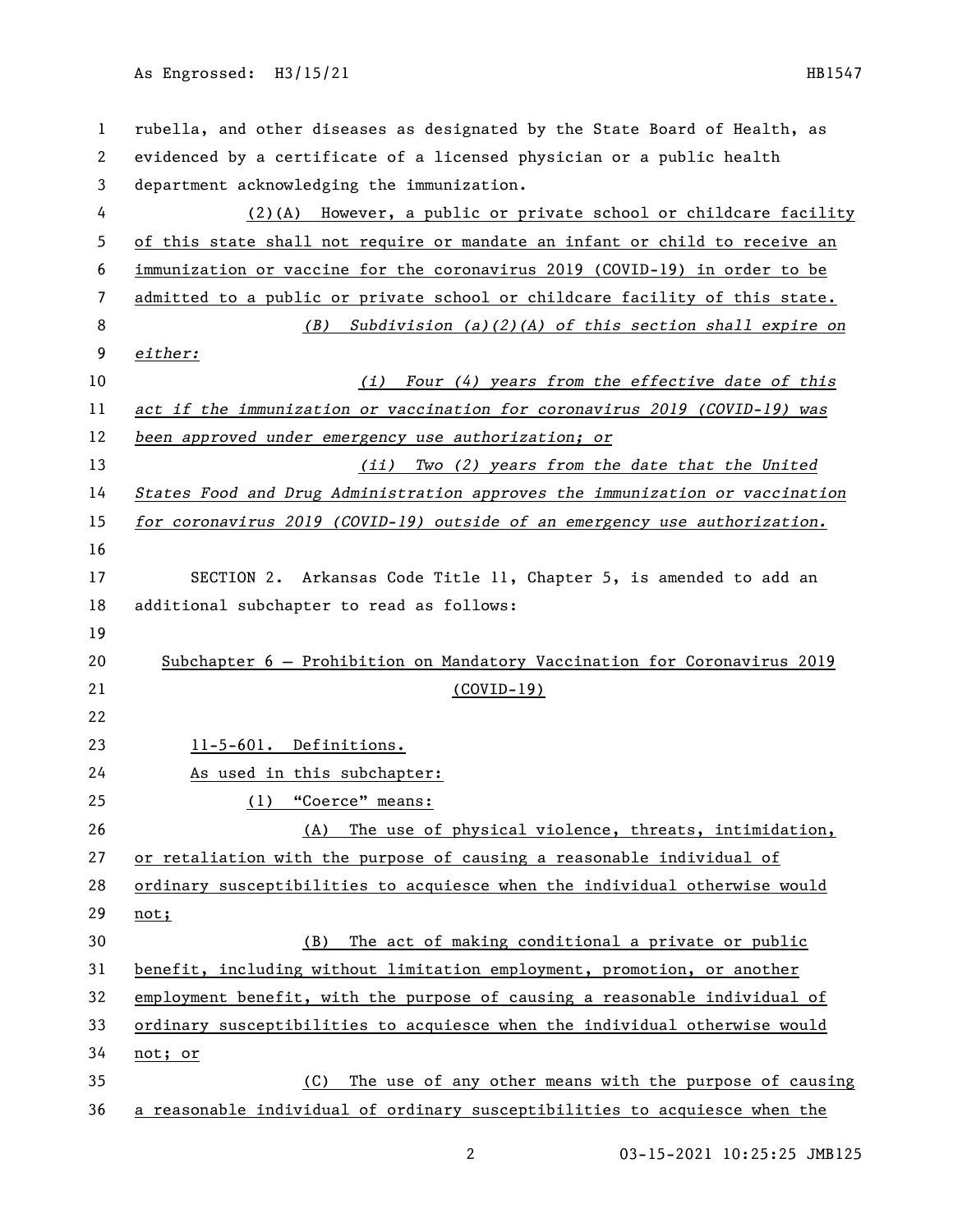rubella, and other diseases as designated by the State Board of Health, as evidenced by a certificate of a licensed physician or a public health department acknowledging the immunization.

(2)(A) However, a public or private school or childcare facility of this state shall not require or mandate an infant or child to receive an immunization or vaccine for the coronavirus 2019 (COVID-19) in order to be admitted to a public or private school or childcare facility of this state.

*(B) Subdivision (a)(2)(A) of this section shall expire on either:*

*(i) Four (4) years from the effective date of this act if the immunization or vaccination for coronavirus 2019 (COVID-19) was been approved under emergency use authorization; or*

*(ii) Two (2) years from the date that the United States Food and Drug Administration approves the immunization or vaccination for coronavirus 2019 (COVID-19) outside of an emergency use authorization.*

SECTION 2. Arkansas Code Title 11, Chapter 5, is amended to add an additional subchapter to read as follows:

Subchapter 6 — Prohibition on Mandatory Vaccination for Coronavirus 2019 (COVID-19)

11-5-601. Definitions.

As used in this subchapter:

(1) "Coerce" means:

(A) The use of physical violence, threats, intimidation, or retaliation with the purpose of causing a reasonable individual of ordinary susceptibilities to acquiesce when the individual otherwise would not;

(B) The act of making conditional a private or public benefit, including without limitation employment, promotion, or another employment benefit, with the purpose of causing a reasonable individual of ordinary susceptibilities to acquiesce when the individual otherwise would not; or

(C) The use of any other means with the purpose of causing a reasonable individual of ordinary susceptibilities to acquiesce when the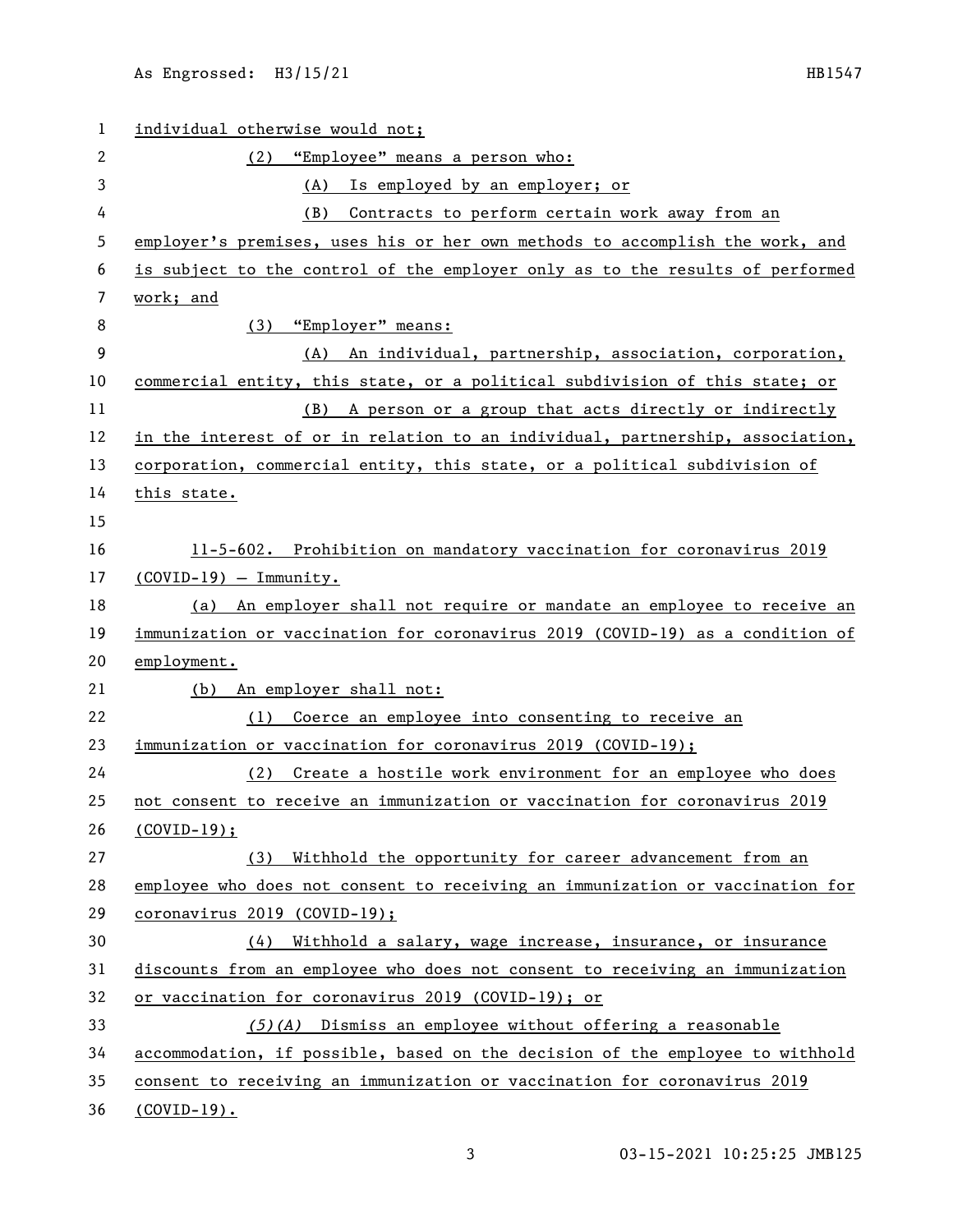individual otherwise would not;

(2) "Employee" means a person who:

(A) Is employed by an employer; or

(B) Contracts to perform certain work away from an employer's premises, uses his or her own methods to accomplish the work, and is subject to the control of the employer only as to the results of performed work; and

(3) "Employer" means:

(A) An individual, partnership, association, corporation, commercial entity, this state, or a political subdivision of this state; or

(B) A person or a group that acts directly or indirectly in the interest of or in relation to an individual, partnership, association, corporation, commercial entity, this state, or a political subdivision of this state.

11-5-602. Prohibition on mandatory vaccination for coronavirus 2019 (COVID-19) — Immunity.

(a) An employer shall not require or mandate an employee to receive an immunization or vaccination for coronavirus 2019 (COVID-19) as a condition of employment.

(b) An employer shall not:

(1) Coerce an employee into consenting to receive an immunization or vaccination for coronavirus 2019 (COVID-19);

(2) Create a hostile work environment for an employee who does not consent to receive an immunization or vaccination for coronavirus 2019 (COVID-19);

(3) Withhold the opportunity for career advancement from an employee who does not consent to receiving an immunization or vaccination for coronavirus 2019 (COVID-19);

(4) Withhold a salary, wage increase, insurance, or insurance discounts from an employee who does not consent to receiving an immunization or vaccination for coronavirus 2019 (COVID-19); or

*(5)(A)* Dismiss an employee without offering a reasonable accommodation, if possible, based on the decision of the employee to withhold consent to receiving an immunization or vaccination for coronavirus 2019 (COVID-19).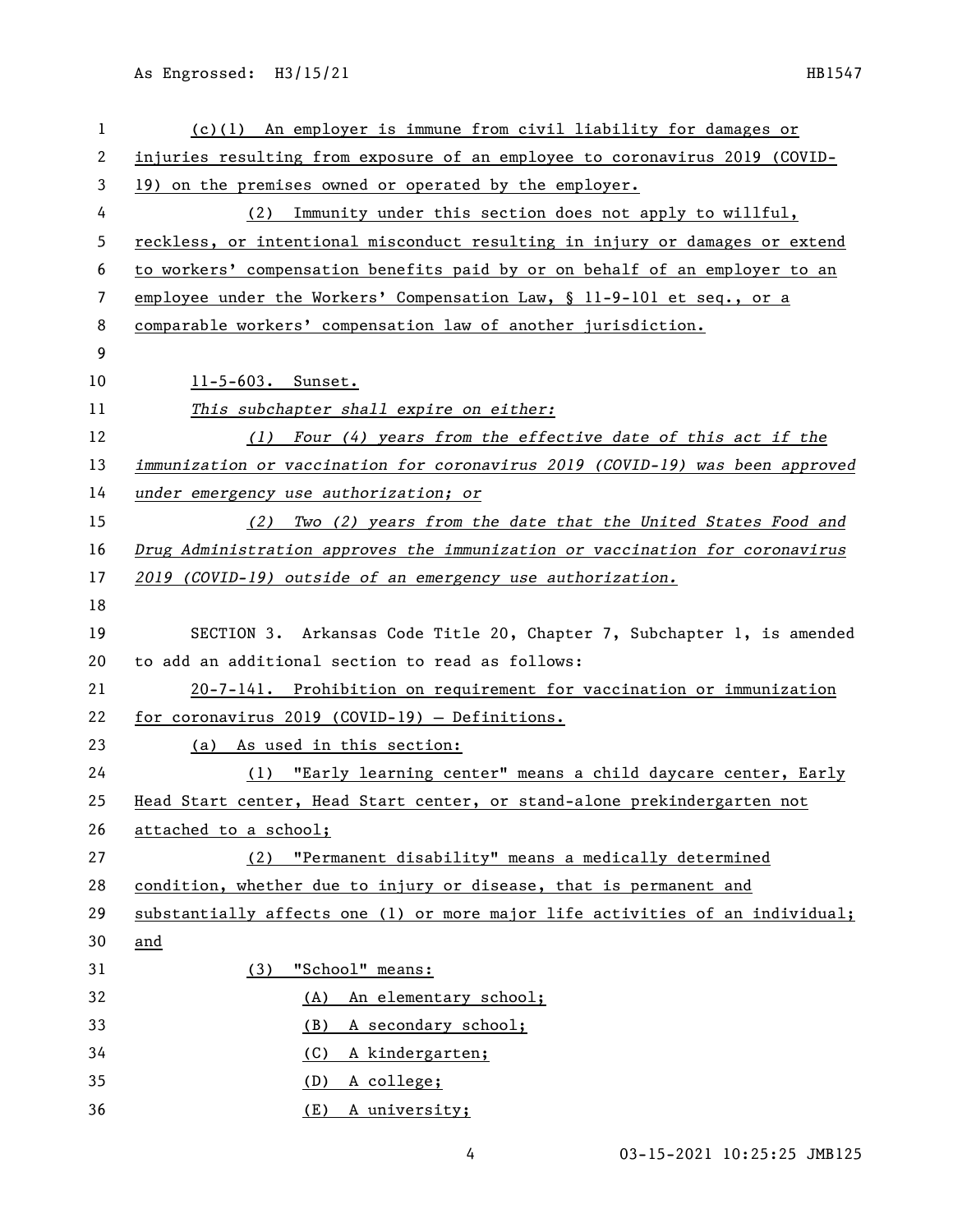(c)(1) An employer is immune from civil liability for damages or injuries resulting from exposure of an employee to coronavirus 2019 (COVID-19) on the premises owned or operated by the employer.

(2) Immunity under this section does not apply to willful, reckless, or intentional misconduct resulting in injury or damages or extend to workers' compensation benefits paid by or on behalf of an employer to an employee under the Workers' Compensation Law, § 11-9-101 et seq., or a comparable workers' compensation law of another jurisdiction.

11-5-603. Sunset.

*This subchapter shall expire on either:*

*(1) Four (4) years from the effective date of this act if the immunization or vaccination for coronavirus 2019 (COVID-19) was been approved under emergency use authorization; or*

*(2) Two (2) years from the date that the United States Food and Drug Administration approves the immunization or vaccination for coronavirus 2019 (COVID-19) outside of an emergency use authorization.*

SECTION 3. Arkansas Code Title 20, Chapter 7, Subchapter 1, is amended to add an additional section to read as follows:

20-7-141. Prohibition on requirement for vaccination or immunization for coronavirus 2019 (COVID-19) — Definitions.

(a) As used in this section:

(1) "Early learning center" means a child daycare center, Early Head Start center, Head Start center, or stand-alone prekindergarten not attached to a school;

(2) "Permanent disability" means a medically determined condition, whether due to injury or disease, that is permanent and substantially affects one (1) or more major life activities of an individual; and

(3) "School" means:

(A) An elementary school;

(B) A secondary school;

(C) A kindergarten;

(D) A college;

(E) A university;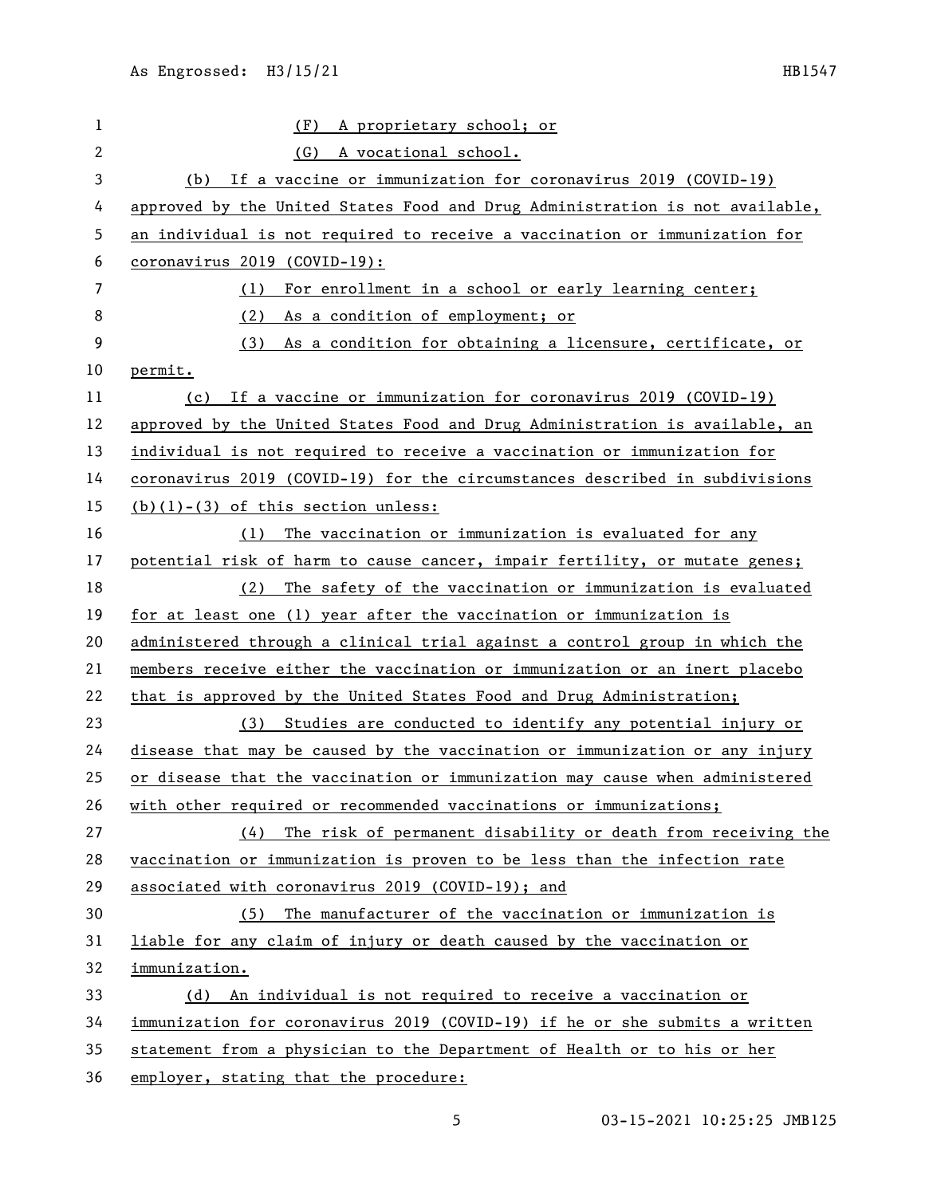(F) A proprietary school; or

(G) A vocational school.

(b) If a vaccine or immunization for coronavirus 2019 (COVID-19) approved by the United States Food and Drug Administration is not available, an individual is not required to receive a vaccination or immunization for coronavirus 2019 (COVID-19):

(1) For enrollment in a school or early learning center;

(2) As a condition of employment; or

(3) As a condition for obtaining a licensure, certificate, or permit.

(c) If a vaccine or immunization for coronavirus 2019 (COVID-19) approved by the United States Food and Drug Administration is available, an individual is not required to receive a vaccination or immunization for coronavirus 2019 (COVID-19) for the circumstances described in subdivisions (b)(1)-(3) of this section unless:

(1) The vaccination or immunization is evaluated for any potential risk of harm to cause cancer, impair fertility, or mutate genes;

(2) The safety of the vaccination or immunization is evaluated for at least one (1) year after the vaccination or immunization is administered through a clinical trial against a control group in which the members receive either the vaccination or immunization or an inert placebo that is approved by the United States Food and Drug Administration;

(3) Studies are conducted to identify any potential injury or disease that may be caused by the vaccination or immunization or any injury or disease that the vaccination or immunization may cause when administered with other required or recommended vaccinations or immunizations;

(4) The risk of permanent disability or death from receiving the vaccination or immunization is proven to be less than the infection rate associated with coronavirus 2019 (COVID-19); and

(5) The manufacturer of the vaccination or immunization is liable for any claim of injury or death caused by the vaccination or immunization.

(d) An individual is not required to receive a vaccination or immunization for coronavirus 2019 (COVID-19) if he or she submits a written statement from a physician to the Department of Health or to his or her employer, stating that the procedure: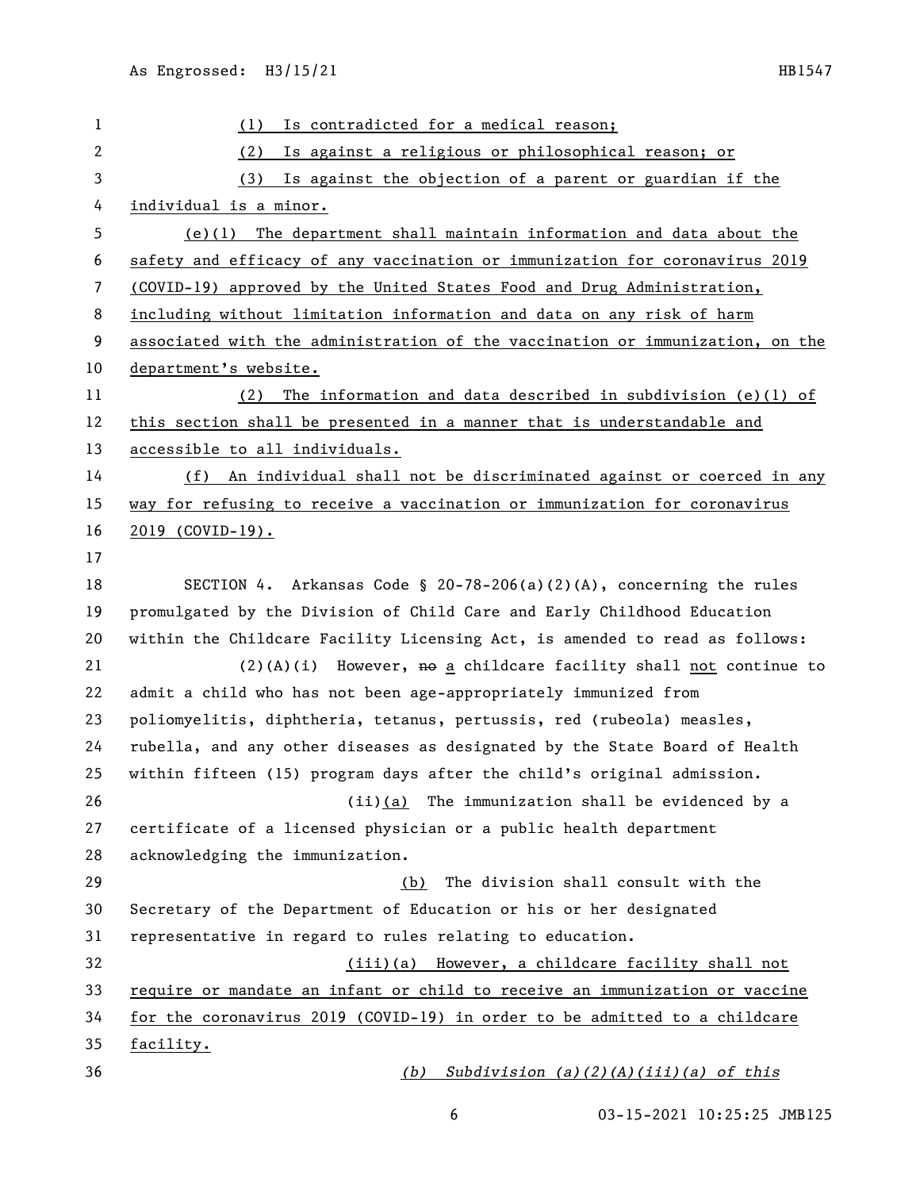(1) Is contradicted for a medical reason;

(2) Is against a religious or philosophical reason; or

(3) Is against the objection of a parent or guardian if the individual is a minor.

(e)(1) The department shall maintain information and data about the safety and efficacy of any vaccination or immunization for coronavirus 2019 (COVID-19) approved by the United States Food and Drug Administration, including without limitation information and data on any risk of harm associated with the administration of the vaccination or immunization, on the department's website.

(2) The information and data described in subdivision (e)(1) of this section shall be presented in a manner that is understandable and accessible to all individuals.

(f) An individual shall not be discriminated against or coerced in any way for refusing to receive a vaccination or immunization for coronavirus 2019 (COVID-19).

SECTION 4. Arkansas Code § 20-78-206(a)(2)(A), concerning the rules promulgated by the Division of Child Care and Early Childhood Education within the Childcare Facility Licensing Act, is amended to read as follows:

(2)(A)(i) However, ~~no~~ a childcare facility shall not continue to admit a child who has not been age-appropriately immunized from poliomyelitis, diphtheria, tetanus, pertussis, red (rubeola) measles, rubella, and any other diseases as designated by the State Board of Health within fifteen (15) program days after the child's original admission.

(ii)(a) The immunization shall be evidenced by a certificate of a licensed physician or a public health department acknowledging the immunization.

(b) The division shall consult with the Secretary of the Department of Education or his or her designated representative in regard to rules relating to education.

(iii)(a) However, a childcare facility shall not require or mandate an infant or child to receive an immunization or vaccine for the coronavirus 2019 (COVID-19) in order to be admitted to a childcare facility.

*(b) Subdivision (a)(2)(A)(iii)(a) of this*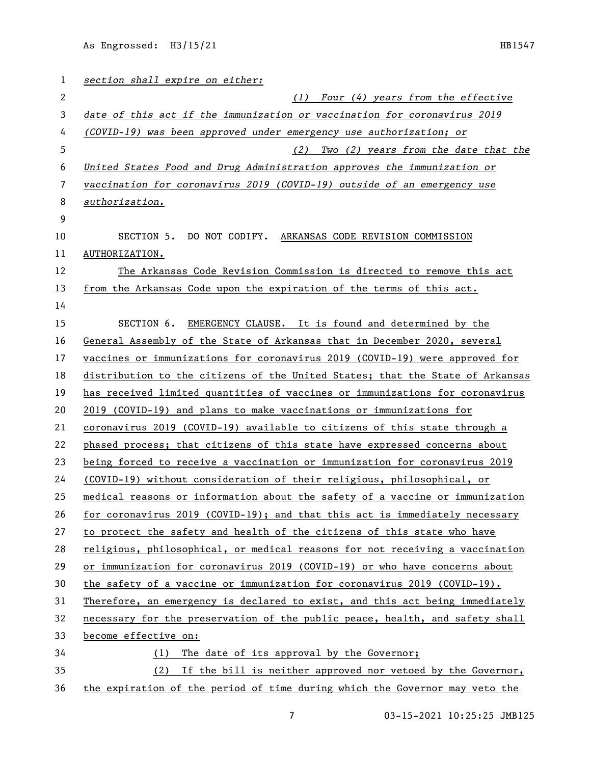*section shall expire on either:*

*(1) Four (4) years from the effective date of this act if the immunization or vaccination for coronavirus 2019 (COVID-19) was been approved under emergency use authorization; or*

*(2) Two (2) years from the date that the United States Food and Drug Administration approves the immunization or vaccination for coronavirus 2019 (COVID-19) outside of an emergency use authorization.*

SECTION 5. DO NOT CODIFY. ARKANSAS CODE REVISION COMMISSION AUTHORIZATION.

The Arkansas Code Revision Commission is directed to remove this act from the Arkansas Code upon the expiration of the terms of this act.

SECTION 6. EMERGENCY CLAUSE. It is found and determined by the General Assembly of the State of Arkansas that in December 2020, several vaccines or immunizations for coronavirus 2019 (COVID-19) were approved for distribution to the citizens of the United States; that the State of Arkansas has received limited quantities of vaccines or immunizations for coronavirus 2019 (COVID-19) and plans to make vaccinations or immunizations for coronavirus 2019 (COVID-19) available to citizens of this state through a phased process; that citizens of this state have expressed concerns about being forced to receive a vaccination or immunization for coronavirus 2019 (COVID-19) without consideration of their religious, philosophical, or medical reasons or information about the safety of a vaccine or immunization for coronavirus 2019 (COVID-19); and that this act is immediately necessary to protect the safety and health of the citizens of this state who have religious, philosophical, or medical reasons for not receiving a vaccination or immunization for coronavirus 2019 (COVID-19) or who have concerns about the safety of a vaccine or immunization for coronavirus 2019 (COVID-19). Therefore, an emergency is declared to exist, and this act being immediately necessary for the preservation of the public peace, health, and safety shall become effective on:

(1) The date of its approval by the Governor;

(2) If the bill is neither approved nor vetoed by the Governor, the expiration of the period of time during which the Governor may veto the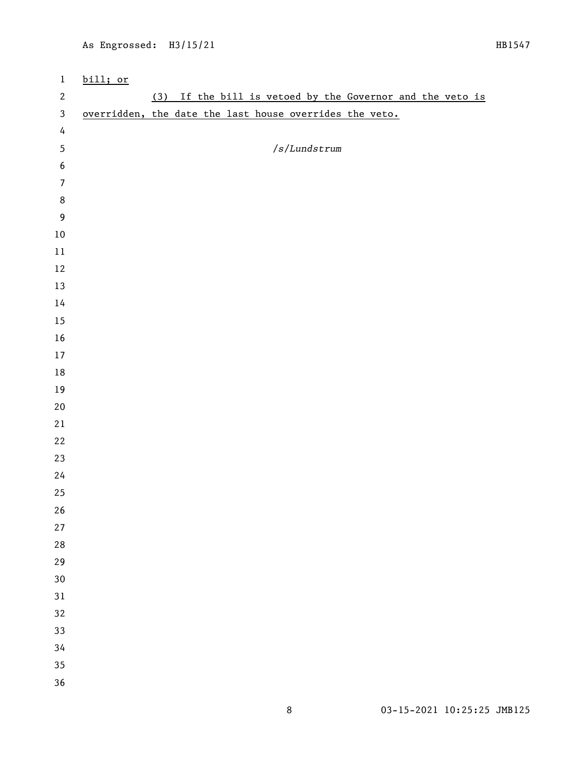bill; or

(3) If the bill is vetoed by the Governor and the veto is overridden, the date the last house overrides the veto.

*/s/Lundstrum*